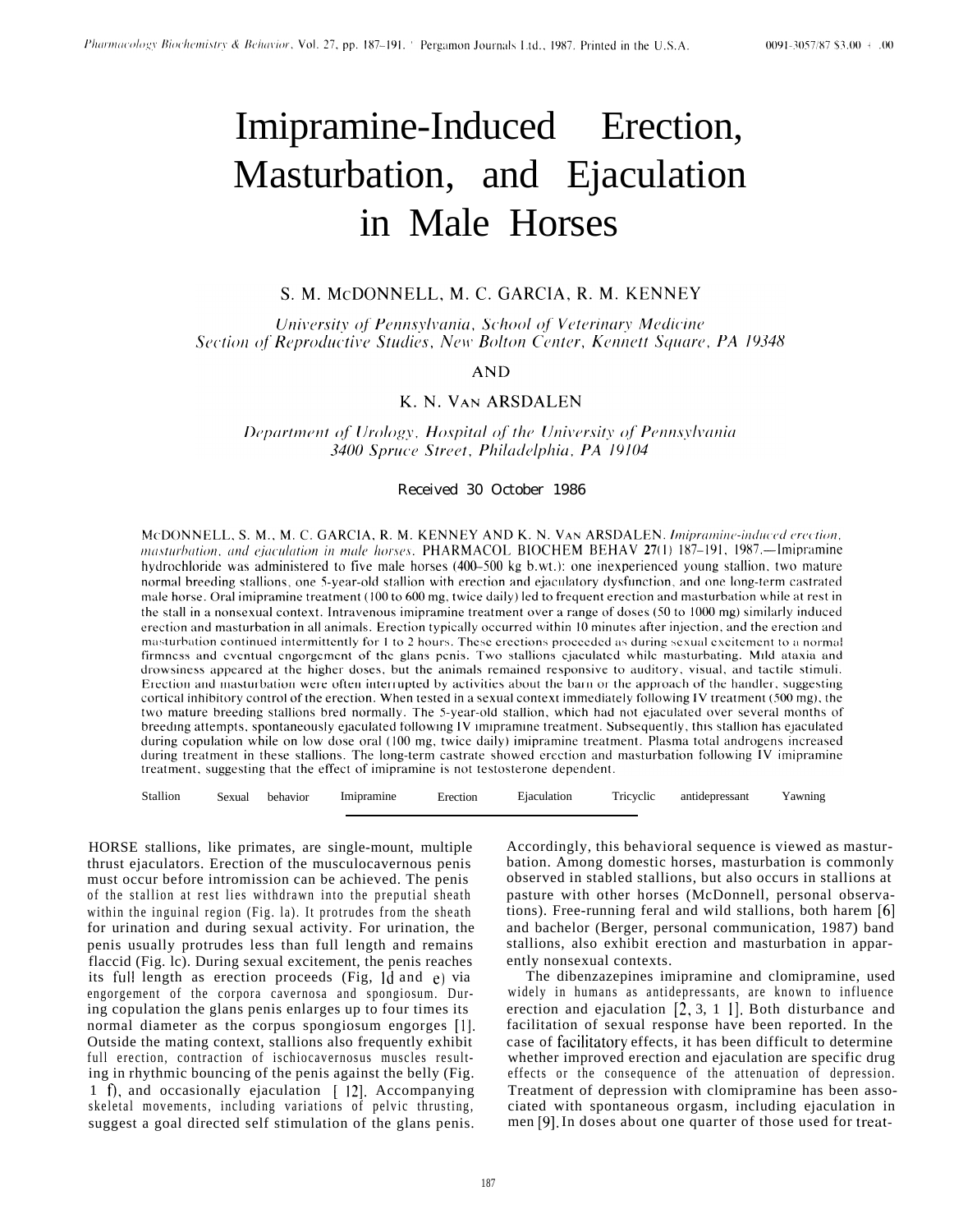# Imipramine-Induced Erection, Masturbation, and Ejaculation in Male Horses

S. M. McDONNELL, M. C. GARCIA, R. M. KENNEY

*University of Pennsylvania, School of Veterinary Medicine*
*Section of Reproductive Studies, New Bolton Center, Kennett Square, PA 19348*

AND

K. N. VAN ARSDALEN

*Department of Urology, Hospital of the University of Pennsylvania*
*3400 Spruce Street, Philadelphia, PA 19104*

Received 30 October 1986

McDONNELL, S. M., M. C. GARCIA, R. M. KENNEY AND K. N. VAN ARSDALEN. *Imipramine-induced erection, masturbation, and ejaculation in male horses*. PHARMACOL BIOCHEM BEHAV **27**(1) 187–191, 1987.—Imipramine hydrochloride was administered to five male horses (400–500 kg b.wt.): one inexperienced young stallion, two mature normal breeding stallions, one 5-year-old stallion with erection and ejaculatory dysfunction, and one long-term castrated male horse. Oral imipramine treatment (100 to 600 mg, twice daily) led to frequent erection and masturbation while at rest in the stall in a nonsexual context. Intravenous imipramine treatment over a range of doses (50 to 1000 mg) similarly induced erection and masturbation in all animals. Erection typically occurred within 10 minutes after injection, and the erection and masturbation continued intermittently for 1 to 2 hours. These erections proceeded as during sexual excitement to a normal firmness and eventual engorgement of the glans penis. Two stallions ejaculated while masturbating. Mild ataxia and drowsiness appeared at the higher doses, but the animals remained responsive to auditory, visual, and tactile stimuli. Erection and masturbation were often interrupted by activities about the barn or the approach of the handler, suggesting cortical inhibitory control of the erection. When tested in a sexual context immediately following IV treatment (500 mg), the two mature breeding stallions bred normally. The 5-year-old stallion, which had not ejaculated over several months of breeding attempts, spontaneously ejaculated following IV imipramine treatment. Subsequently, this stallion has ejaculated during copulation while on low dose oral (100 mg, twice daily) imipramine treatment. Plasma total androgens increased during treatment in these stallions. The long-term castrate showed erection and masturbation following IV imipramine treatment, suggesting that the effect of imipramine is not testosterone dependent.

Stallion    Sexual behavior    Imipramine    Erection    Ejaculation    Tricyclic antidepressant    Yawning

---

HORSE stallions, like primates, are single-mount, multiple thrust ejaculators. Erection of the musculocavernous penis must occur before intromission can be achieved. The penis of the stallion at rest lies withdrawn into the preputial sheath within the inguinal region (Fig. 1a). It protrudes from the sheath for urination and during sexual activity. For urination, the penis usually protrudes less than full length and remains flaccid (Fig. 1c). During sexual excitement, the penis reaches its full length as erection proceeds (Fig. 1d and e) via engorgement of the corpora cavernosa and spongiosum. During copulation the glans penis enlarges up to four times its normal diameter as the corpus spongiosum engorges [1]. Outside the mating context, stallions also frequently exhibit full erection, contraction of ischiocavernosus muscles resulting in rhythmic bouncing of the penis against the belly (Fig. 1 f), and occasionally ejaculation [12]. Accompanying skeletal movements, including variations of pelvic thrusting, suggest a goal directed self stimulation of the glans penis. Accordingly, this behavioral sequence is viewed as masturbation. Among domestic horses, masturbation is commonly observed in stabled stallions, but also occurs in stallions at pasture with other horses (McDonnell, personal observations). Free-running feral and wild stallions, both harem [6] and bachelor (Berger, personal communication, 1987) band stallions, also exhibit erection and masturbation in apparently nonsexual contexts.

The dibenzazepines imipramine and clomipramine, used widely in humans as antidepressants, are known to influence erection and ejaculation [2, 3, 11]. Both disturbance and facilitation of sexual response have been reported. In the case of facilitatory effects, it has been difficult to determine whether improved erection and ejaculation are specific drug effects or the consequence of the attenuation of depression. Treatment of depression with clomipramine has been associated with spontaneous orgasm, including ejaculation in men [9]. In doses about one quarter of those used for treat-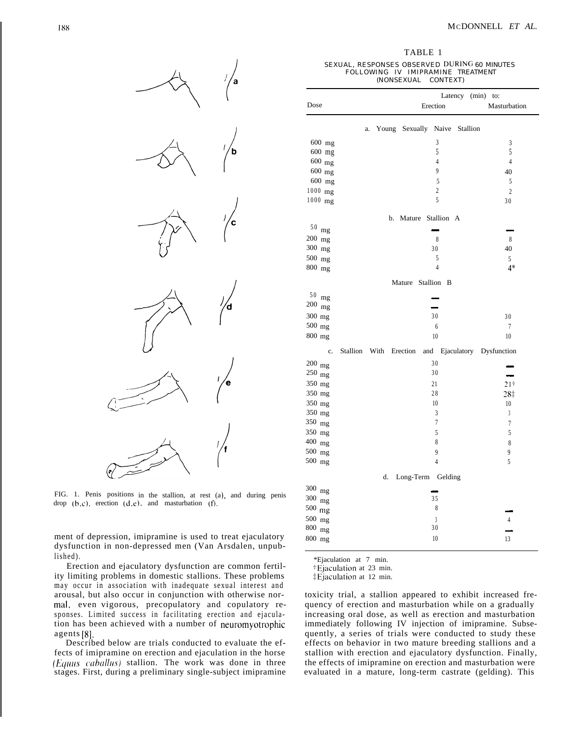FIG. 1. Penis positions in the stallion, at rest (a), and during penis drop (b,c), erection (d,e), and masturbation (f).

ment of depression, imipramine is used to treat ejaculatory dysfunction in non-depressed men (Van Arsdalen, unpublished).

Erection and ejaculatory dysfunction are common fertility limiting problems in domestic stallions. These problems may occur in association with inadequate sexual interest and arousal, but also occur in conjunction with otherwise normal, even vigorous, precopulatory and copulatory responses. Limited success in facilitating erection and ejaculation has been achieved with a number of neuromyotrophic agents [8].

Described below are trials conducted to evaluate the effects of imipramine on erection and ejaculation in the horse (*Equus caballus*) stallion. The work was done in three stages. First, during a preliminary single-subject imipramine toxicity trial, a stallion appeared to exhibit increased frequency of erection and masturbation while on a gradually increasing oral dose, as well as erection and masturbation immediately following IV injection of imipramine. Subsequently, a series of trials were conducted to study these effects on behavior in two mature breeding stallions and a stallion with erection and ejaculatory dysfunction. Finally, the effects of imipramine on erection and masturbation were evaluated in a mature, long-term castrate (gelding). This

TABLE 1

SEXUAL RESPONSES OBSERVED DURING 60 MINUTES FOLLOWING IV IMIPRAMINE TREATMENT (NONSEXUAL CONTEXT)

| Dose | Latency (min) to: Erection | Masturbation |
|---|---|---|
| **a. Young Sexually Naive Stallion** | | |
| 600 mg | 3 | 3 |
| 600 mg | 5 | 5 |
| 600 mg | 4 | 4 |
| 600 mg | 9 | 40 |
| 600 mg | 5 | 5 |
| 1000 mg | 2 | 2 |
| 1000 mg | 5 | 30 |
| **b. Mature Stallion A** | | |
| 50 mg | — | — |
| 200 mg | 8 | 8 |
| 300 mg | 30 | 40 |
| 500 mg | 5 | 5 |
| 800 mg | 4 | 4* |
| **Mature Stallion B** | | |
| 50 mg | — | |
| 200 mg | — | |
| 300 mg | 30 | 30 |
| 500 mg | 6 | 7 |
| 800 mg | 10 | 10 |
| **c. Stallion With Erection and Ejaculatory Dysfunction** | | |
| 200 mg | 30 | — |
| 250 mg | 30 | — |
| 350 mg | 21 | 21† |
| 350 mg | 28 | 28‡ |
| 350 mg | 10 | 10 |
| 350 mg | 3 | 3 |
| 350 mg | 7 | 7 |
| 350 mg | 5 | 5 |
| 400 mg | 8 | 8 |
| 500 mg | 9 | 9 |
| 500 mg | 4 | 5 |
| **d. Long-Term Gelding** | | |
| 300 mg | — | |
| 300 mg | 35 | |
| 500 mg | 8 | — |
| 500 mg | 3 | 4 |
| 800 mg | 30 | — |
| 800 mg | 10 | 13 |

*Ejaculation at 7 min.
†Ejaculation at 23 min.
‡Ejaculation at 12 min.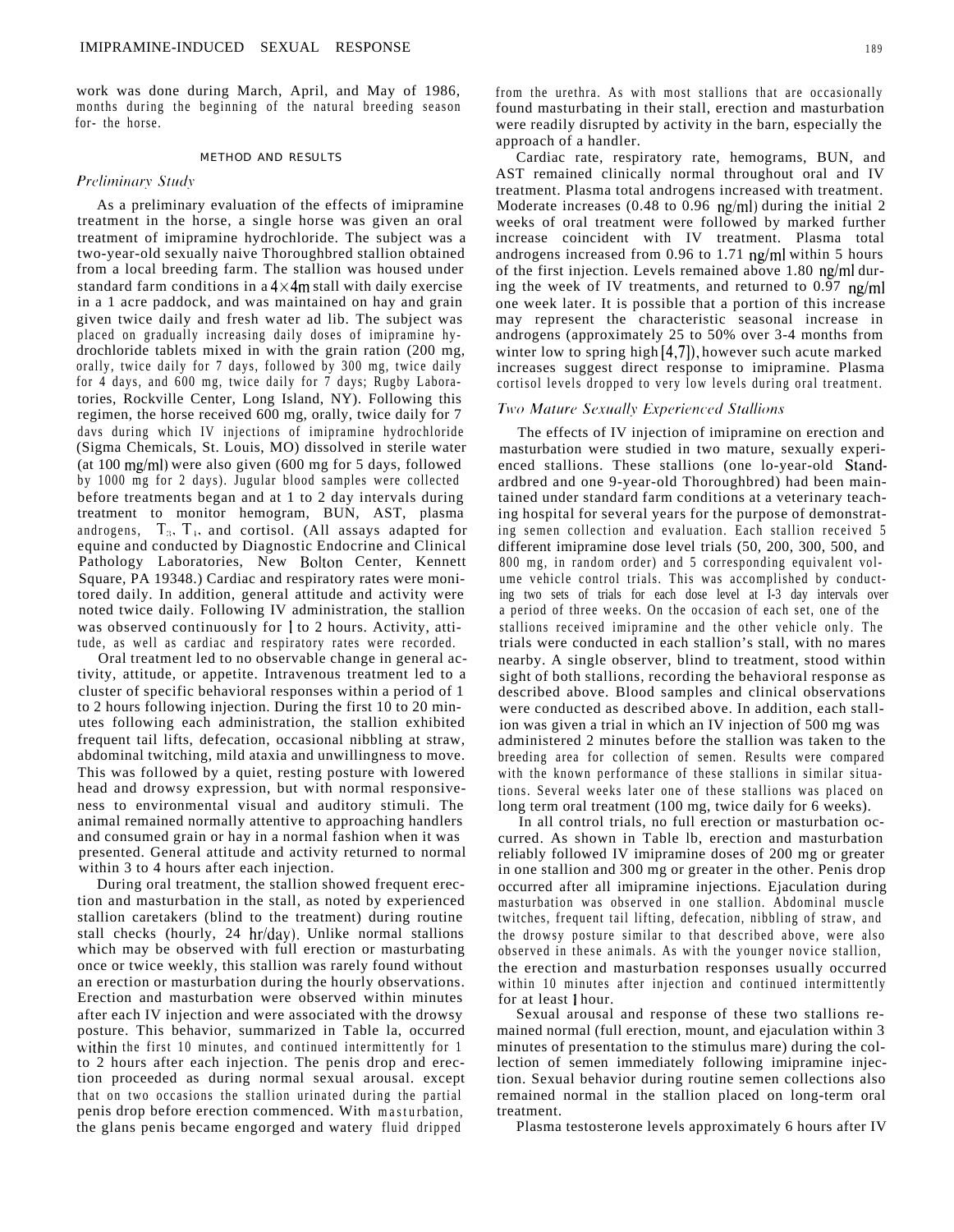work was done during March, April, and May of 1986, months during the beginning of the natural breeding season for- the horse.

## METHOD AND RESULTS

### *Preliminary Study*

As a preliminary evaluation of the effects of imipramine treatment in the horse, a single horse was given an oral treatment of imipramine hydrochloride. The subject was a two-year-old sexually naive Thoroughbred stallion obtained from a local breeding farm. The stallion was housed under standard farm conditions in a 4×4m stall with daily exercise in a 1 acre paddock, and was maintained on hay and grain given twice daily and fresh water ad lib. The subject was placed on gradually increasing daily doses of imipramine hydrochloride tablets mixed in with the grain ration (200 mg, orally, twice daily for 7 days, followed by 300 mg, twice daily for 4 days, and 600 mg, twice daily for 7 days; Rugby Laboratories, Rockville Center, Long Island, NY). Following this regimen, the horse received 600 mg, orally, twice daily for 7 davs during which IV injections of imipramine hydrochloride (Sigma Chemicals, St. Louis, MO) dissolved in sterile water (at 100 mg/ml) were also given (600 mg for 5 days, followed by 1000 mg for 2 days). Jugular blood samples were collected before treatments began and at 1 to 2 day intervals during treatment to monitor hemogram, BUN, AST, plasma androgens, $T_3$, $T_4$, and cortisol. (All assays adapted for equine and conducted by Diagnostic Endocrine and Clinical Pathology Laboratories, New Bolton Center, Kennett Square, PA 19348.) Cardiac and respiratory rates were monitored daily. In addition, general attitude and activity were noted twice daily. Following IV administration, the stallion was observed continuously for 1 to 2 hours. Activity, attitude, as well as cardiac and respiratory rates were recorded.

Oral treatment led to no observable change in general activity, attitude, or appetite. Intravenous treatment led to a cluster of specific behavioral responses within a period of 1 to 2 hours following injection. During the first 10 to 20 minutes following each administration, the stallion exhibited frequent tail lifts, defecation, occasional nibbling at straw, abdominal twitching, mild ataxia and unwillingness to move. This was followed by a quiet, resting posture with lowered head and drowsy expression, but with normal responsiveness to environmental visual and auditory stimuli. The animal remained normally attentive to approaching handlers and consumed grain or hay in a normal fashion when it was presented. General attitude and activity returned to normal within 3 to 4 hours after each injection.

During oral treatment, the stallion showed frequent erection and masturbation in the stall, as noted by experienced stallion caretakers (blind to the treatment) during routine stall checks (hourly, 24 hr/day). Unlike normal stallions which may be observed with full erection or masturbating once or twice weekly, this stallion was rarely found without an erection or masturbation during the hourly observations. Erection and masturbation were observed within minutes after each IV injection and were associated with the drowsy posture. This behavior, summarized in Table 1a, occurred within the first 10 minutes, and continued intermittently for 1 to 2 hours after each injection. The penis drop and erection proceeded as during normal sexual arousal. except that on two occasions the stallion urinated during the partial penis drop before erection commenced. With masturbation, the glans penis became engorged and watery fluid dripped from the urethra. As with most stallions that are occasionally found masturbating in their stall, erection and masturbation were readily disrupted by activity in the barn, especially the approach of a handler.

Cardiac rate, respiratory rate, hemograms, BUN, and AST remained clinically normal throughout oral and IV treatment. Plasma total androgens increased with treatment. Moderate increases (0.48 to 0.96 ng/ml) during the initial 2 weeks of oral treatment were followed by marked further increase coincident with IV treatment. Plasma total androgens increased from 0.96 to 1.71 ng/ml within 5 hours of the first injection. Levels remained above 1.80 ng/ml during the week of IV treatments, and returned to 0.97 ng/ml one week later. It is possible that a portion of this increase may represent the characteristic seasonal increase in androgens (approximately 25 to 50% over 3-4 months from winter low to spring high [4,7]), however such acute marked increases suggest direct response to imipramine. Plasma cortisol levels dropped to very low levels during oral treatment.

### *Two Mature Sexually Experienced Stallions*

The effects of IV injection of imipramine on erection and masturbation were studied in two mature, sexually experienced stallions. These stallions (one 10-year-old Standardbred and one 9-year-old Thoroughbred) had been maintained under standard farm conditions at a veterinary teaching hospital for several years for the purpose of demonstrating semen collection and evaluation. Each stallion received 5 different imipramine dose level trials (50, 200, 300, 500, and 800 mg, in random order) and 5 corresponding equivalent volume vehicle control trials. This was accomplished by conducting two sets of trials for each dose level at 1-3 day intervals over a period of three weeks. On the occasion of each set, one of the stallions received imipramine and the other vehicle only. The trials were conducted in each stallion's stall, with no mares nearby. A single observer, blind to treatment, stood within sight of both stallions, recording the behavioral response as described above. Blood samples and clinical observations were conducted as described above. In addition, each stallion was given a trial in which an IV injection of 500 mg was administered 2 minutes before the stallion was taken to the breeding area for collection of semen. Results were compared with the known performance of these stallions in similar situations. Several weeks later one of these stallions was placed on long term oral treatment (100 mg, twice daily for 6 weeks).

In all control trials, no full erection or masturbation occurred. As shown in Table 1b, erection and masturbation reliably followed IV imipramine doses of 200 mg or greater in one stallion and 300 mg or greater in the other. Penis drop occurred after all imipramine injections. Ejaculation during masturbation was observed in one stallion. Abdominal muscle twitches, frequent tail lifting, defecation, nibbling of straw, and the drowsy posture similar to that described above, were also observed in these animals. As with the younger novice stallion, the erection and masturbation responses usually occurred within 10 minutes after injection and continued intermittently for at least 1 hour.

Sexual arousal and response of these two stallions remained normal (full erection, mount, and ejaculation within 3 minutes of presentation to the stimulus mare) during the collection of semen immediately following imipramine injection. Sexual behavior during routine semen collections also remained normal in the stallion placed on long-term oral treatment.

Plasma testosterone levels approximately 6 hours after IV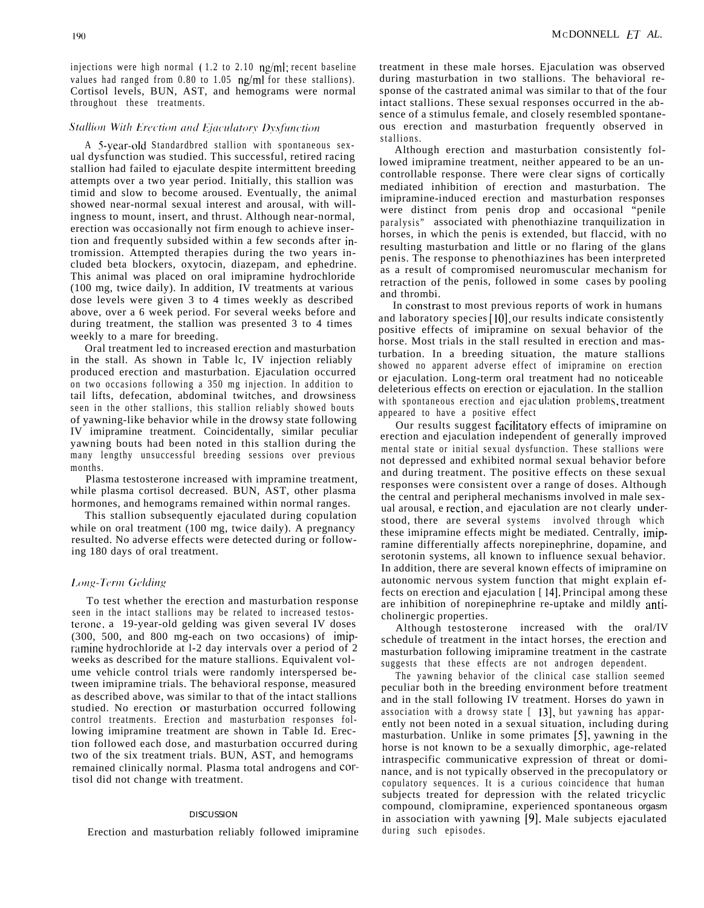injections were high normal (1.2 to 2.10 ng/ml; recent baseline values had ranged from 0.80 to 1.05 ng/ml for these stallions). Cortisol levels, BUN, AST, and hemograms were normal throughout these treatments.

### *Stallion With Erection and Ejaculatory Dysfunction*

A 5-year-old Standardbred stallion with spontaneous sexual dysfunction was studied. This successful, retired racing stallion had failed to ejaculate despite intermittent breeding attempts over a two year period. Initially, this stallion was timid and slow to become aroused. Eventually, the animal showed near-normal sexual interest and arousal, with willingness to mount, insert, and thrust. Although near-normal, erection was occasionally not firm enough to achieve insertion and frequently subsided within a few seconds after intromission. Attempted therapies during the two years included beta blockers, oxytocin, diazepam, and ephedrine. This animal was placed on oral imipramine hydrochloride (100 mg, twice daily). In addition, IV treatments at various dose levels were given 3 to 4 times weekly as described above, over a 6 week period. For several weeks before and during treatment, the stallion was presented 3 to 4 times weekly to a mare for breeding.

Oral treatment led to increased erection and masturbation in the stall. As shown in Table 1c, IV injection reliably produced erection and masturbation. Ejaculation occurred on two occasions following a 350 mg injection. In addition to tail lifts, defecation, abdominal twitches, and drowsiness seen in the other stallions, this stallion reliably showed bouts of yawning-like behavior while in the drowsy state following IV imipramine treatment. Coincidentally, similar peculiar yawning bouts had been noted in this stallion during the many lengthy unsuccessful breeding sessions over previous months.

Plasma testosterone increased with impramine treatment, while plasma cortisol decreased. BUN, AST, other plasma hormones, and hemograms remained within normal ranges.

This stallion subsequently ejaculated during copulation while on oral treatment (100 mg, twice daily). A pregnancy resulted. No adverse effects were detected during or following 180 days of oral treatment.

### *Long-Term Gelding*

To test whether the erection and masturbation response seen in the intact stallions may be related to increased testosterone, a 19-year-old gelding was given several IV doses (300, 500, and 800 mg-each on two occasions) of imipramine hydrochloride at 1-2 day intervals over a period of 2 weeks as described for the mature stallions. Equivalent volume vehicle control trials were randomly interspersed between imipramine trials. The behavioral response, measured as described above, was similar to that of the intact stallions studied. No erection or masturbation occurred following control treatments. Erection and masturbation responses following imipramine treatment are shown in Table 1d. Erection followed each dose, and masturbation occurred during two of the six treatment trials. BUN, AST, and hemograms remained clinically normal. Plasma total androgens and cortisol did not change with treatment.

## DISCUSSION

Erection and masturbation reliably followed imipramine treatment in these male horses. Ejaculation was observed during masturbation in two stallions. The behavioral response of the castrated animal was similar to that of the four intact stallions. These sexual responses occurred in the absence of a stimulus female, and closely resembled spontaneous erection and masturbation frequently observed in stallions.

Although erection and masturbation consistently followed imipramine treatment, neither appeared to be an uncontrollable response. There were clear signs of cortically mediated inhibition of erection and masturbation. The imipramine-induced erection and masturbation responses were distinct from penis drop and occasional "penile paralysis" associated with phenothiazine tranquilization in horses, in which the penis is extended, but flaccid, with no resulting masturbation and little or no flaring of the glans penis. The response to phenothiazines has been interpreted as a result of compromised neuromuscular mechanism for retraction of the penis, followed in some cases by pooling and thrombi.

In constrast to most previous reports of work in humans and laboratory species [10], our results indicate consistently positive effects of imipramine on sexual behavior of the horse. Most trials in the stall resulted in erection and masturbation. In a breeding situation, the mature stallions showed no apparent adverse effect of imipramine on erection or ejaculation. Long-term oral treatment had no noticeable deleterious effects on erection or ejaculation. In the stallion with spontaneous erection and ejaculation problems, treatment appeared to have a positive effect

Our results suggest facilitatory effects of imipramine on erection and ejaculation independent of generally improved mental state or initial sexual dysfunction. These stallions were not depressed and exhibited normal sexual behavior before and during treatment. The positive effects on these sexual responses were consistent over a range of doses. Although the central and peripheral mechanisms involved in male sexual arousal, erection, and ejaculation are not clearly understood, there are several systems involved through which these imipramine effects might be mediated. Centrally, imipramine differentially affects norepinephrine, dopamine, and serotonin systems, all known to influence sexual behavior. In addition, there are several known effects of imipramine on autonomic nervous system function that might explain effects on erection and ejaculation [14]. Principal among these are inhibition of norepinephrine re-uptake and mildly anticholinergic properties.

Although testosterone increased with the oral/IV schedule of treatment in the intact horses, the erection and masturbation following imipramine treatment in the castrate suggests that these effects are not androgen dependent.

The yawning behavior of the clinical case stallion seemed peculiar both in the breeding environment before treatment and in the stall following IV treatment. Horses do yawn in association with a drowsy state [13], but yawning has apparently not been noted in a sexual situation, including during masturbation. Unlike in some primates [5], yawning in the horse is not known to be a sexually dimorphic, age-related intraspecific communicative expression of threat or dominance, and is not typically observed in the precopulatory or copulatory sequences. It is a curious coincidence that human subjects treated for depression with the related tricyclic compound, clomipramine, experienced spontaneous orgasm in association with yawning [9]. Male subjects ejaculated during such episodes.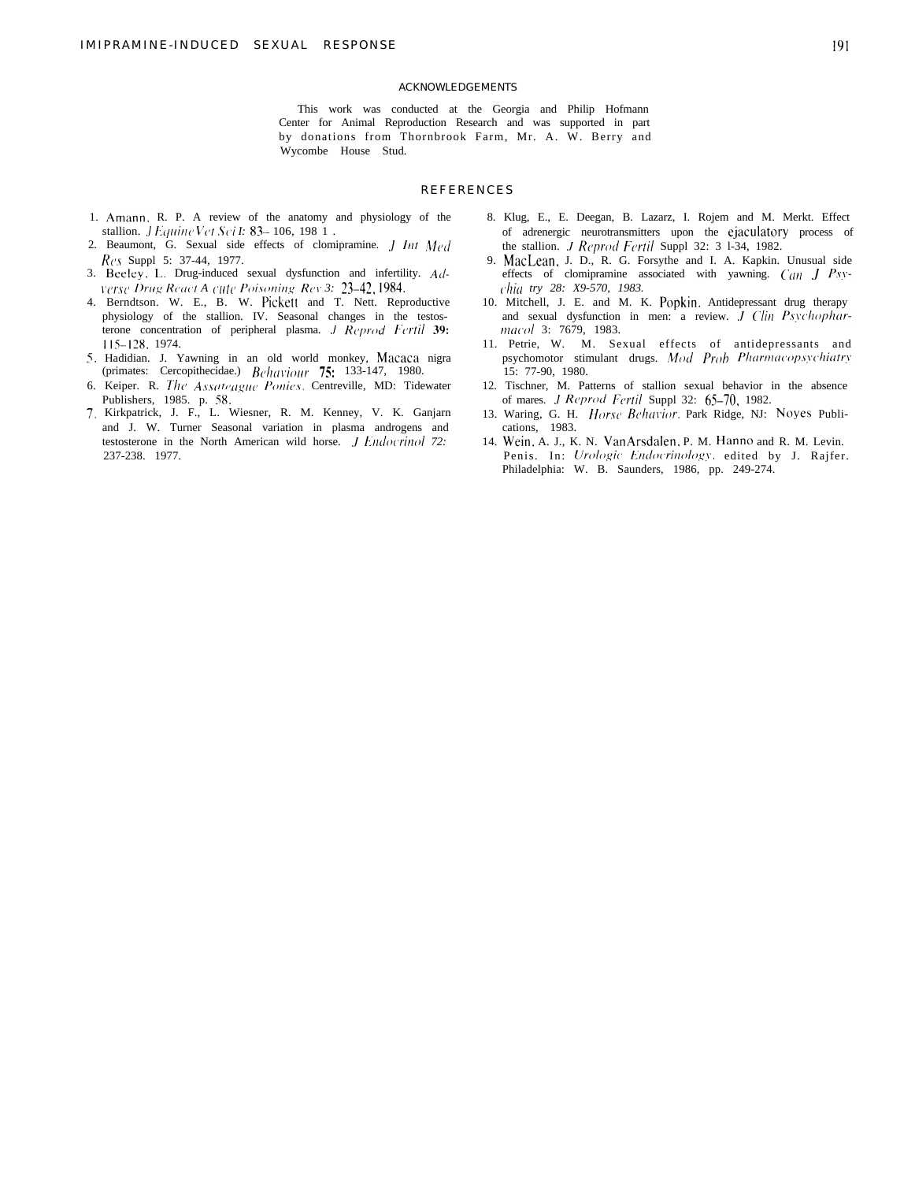## ACKNOWLEDGEMENTS

This work was conducted at the Georgia and Philip Hofmann Center for Animal Reproduction Research and was supported in part by donations from Thornbrook Farm, Mr. A. W. Berry and Wycombe House Stud.

## REFERENCES

1. Amann, R. P. A review of the anatomy and physiology of the stallion. *J Equine Vet Sci I:* 83–106, 198 1 .
2. Beaumont, G. Sexual side effects of clomipramine. *J Int Med Res* Suppl 5: 37-44, 1977.
3. Beeley, L. Drug-induced sexual dysfunction and infertility. *Adverse Drug React A cute Poisoning Rev 3:* 23–42, 1984.
4. Berndtson. W. E., B. W. Pickett and T. Nett. Reproductive physiology of the stallion. IV. Seasonal changes in the testosterone concentration of peripheral plasma. *J Reprod Fertil* **39:** 115–128, 1974.
5. Hadidian. J. Yawning in an old world monkey, Macaca nigra (primates: Cercopithecidae.) *Behaviour* **75:** 133-147, 1980.
6. Keiper. R. *The Assateague Ponies.* Centreville, MD: Tidewater Publishers, 1985. p. 58.
7. Kirkpatrick, J. F., L. Wiesner, R. M. Kenney, V. K. Ganjarn and J. W. Turner Seasonal variation in plasma androgens and testosterone in the North American wild horse. *J Endocrinol 72:* 237-238. 1977.
8. Klug, E., E. Deegan, B. Lazarz, I. Rojem and M. Merkt. Effect of adrenergic neurotransmitters upon the ejaculatory process of the stallion. *J Reprod Fertil* Suppl 32: 3 l-34, 1982.
9. MacLean, J. D., R. G. Forsythe and I. A. Kapkin. Unusual side effects of clomipramine associated with yawning. *Can J Psychia try 28: X9-570, 1983.*
10. Mitchell, J. E. and M. K. Popkin. Antidepressant drug therapy and sexual dysfunction in men: a review. *J Clin Psychopharmacol* 3: 7679, 1983.
11. Petrie, W. M. Sexual effects of antidepressants and psychomotor stimulant drugs. *Mod Prob Pharmacopsychiatry* 15: 77-90, 1980.
12. Tischner, M. Patterns of stallion sexual behavior in the absence of mares. *J Reprod Fertil* Suppl 32: 65–70, 1982.
13. Waring, G. H. *Horse Behavior.* Park Ridge, NJ: Noyes Publications, 1983.
14. Wein, A. J., K. N. VanArsdalen, P. M. Hanno and R. M. Levin. Penis. In: *Urologic Endocrinology*, edited by J. Rajfer. Philadelphia: W. B. Saunders, 1986, pp. 249-274.